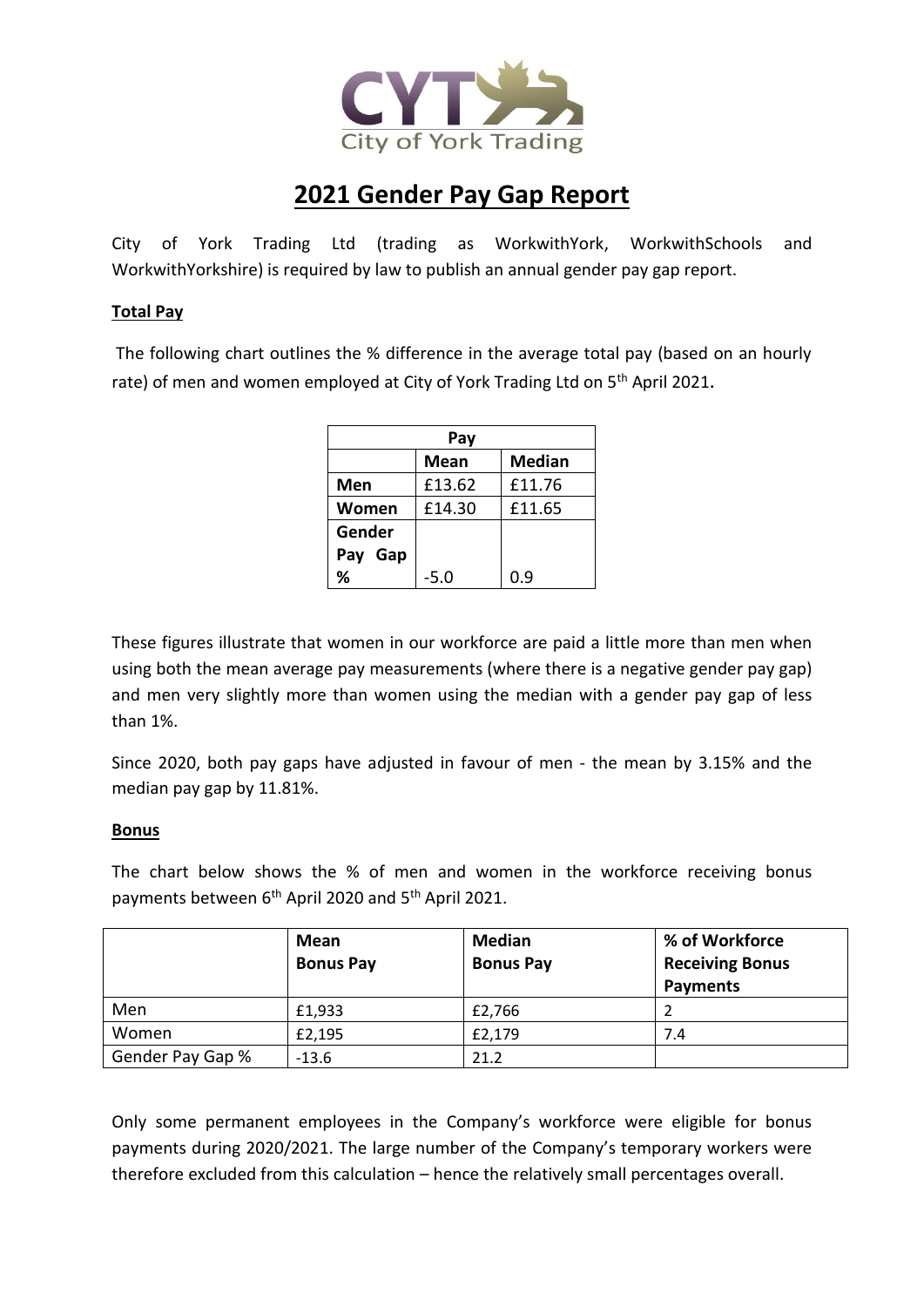# 2021 Gender Pay Gap Report

City of York Trading Ltd (trading as WorkwithYork, WorkwithSchools and WorkwithYorkshire) is required by law to publish an annual gender pay gap report.

**Total Pay**

The following chart outlines the % difference in the average total pay (based on an hourly rate) of men and women employed at City of York Trading Ltd on 5th April 2021.

| Pay | | |
|---|---|---|
| | **Mean** | **Median** |
| **Men** | £13.62 | £11.76 |
| **Women** | £14.30 | £11.65 |
| **Gender Pay Gap %** | -5.0 | 0.9 |

These figures illustrate that women in our workforce are paid a little more than men when using both the mean average pay measurements (where there is a negative gender pay gap) and men very slightly more than women using the median with a gender pay gap of less than 1%.

Since 2020, both pay gaps have adjusted in favour of men - the mean by 3.15% and the median pay gap by 11.81%.

**Bonus**

The chart below shows the % of men and women in the workforce receiving bonus payments between 6th April 2020 and 5th April 2021.

| | **Mean Bonus Pay** | **Median Bonus Pay** | **% of Workforce Receiving Bonus Payments** |
|---|---|---|---|
| Men | £1,933 | £2,766 | 2 |
| Women | £2,195 | £2,179 | 7.4 |
| Gender Pay Gap % | -13.6 | 21.2 | |

Only some permanent employees in the Company's workforce were eligible for bonus payments during 2020/2021. The large number of the Company's temporary workers were therefore excluded from this calculation – hence the relatively small percentages overall.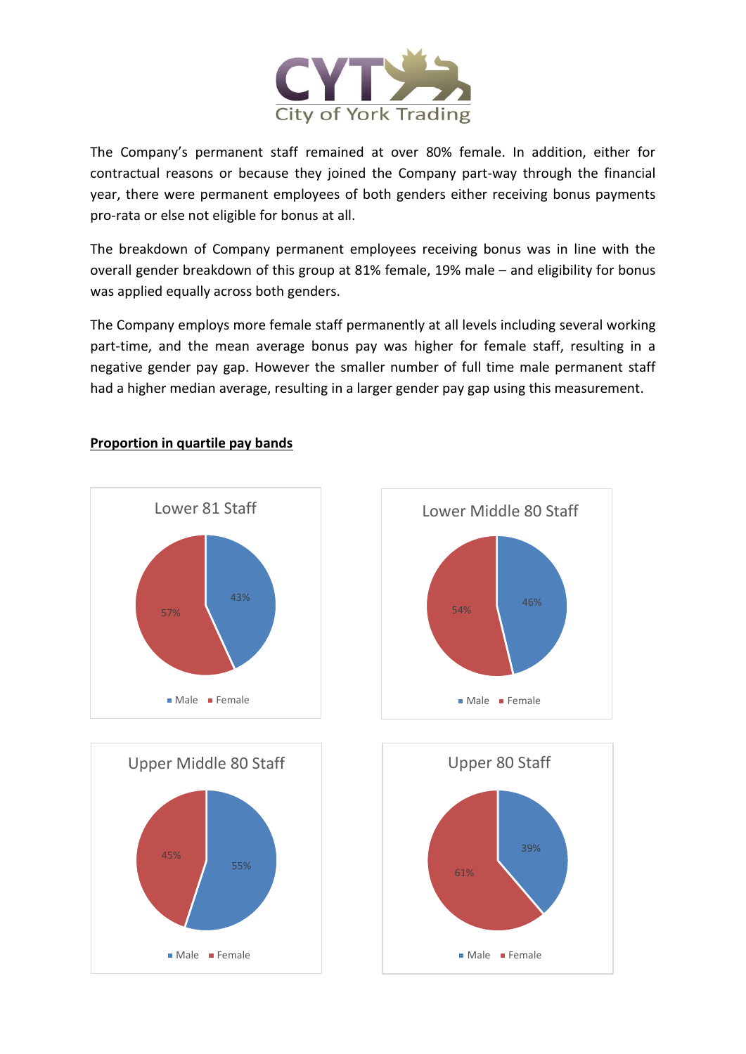The Company's permanent staff remained at over 80% female. In addition, either for contractual reasons or because they joined the Company part-way through the financial year, there were permanent employees of both genders either receiving bonus payments pro-rata or else not eligible for bonus at all.

The breakdown of Company permanent employees receiving bonus was in line with the overall gender breakdown of this group at 81% female, 19% male – and eligibility for bonus was applied equally across both genders.

The Company employs more female staff permanently at all levels including several working part-time, and the mean average bonus pay was higher for female staff, resulting in a negative gender pay gap. However the smaller number of full time male permanent staff had a higher median average, resulting in a larger gender pay gap using this measurement.

**Proportion in quartile pay bands**

Lower 81 Staff

- Male: 43%
- Female: 57%

Lower Middle 80 Staff

- Male: 46%
- Female: 54%

Upper Middle 80 Staff

- Male: 55%
- Female: 45%

Upper 80 Staff

- Male: 39%
- Female: 61%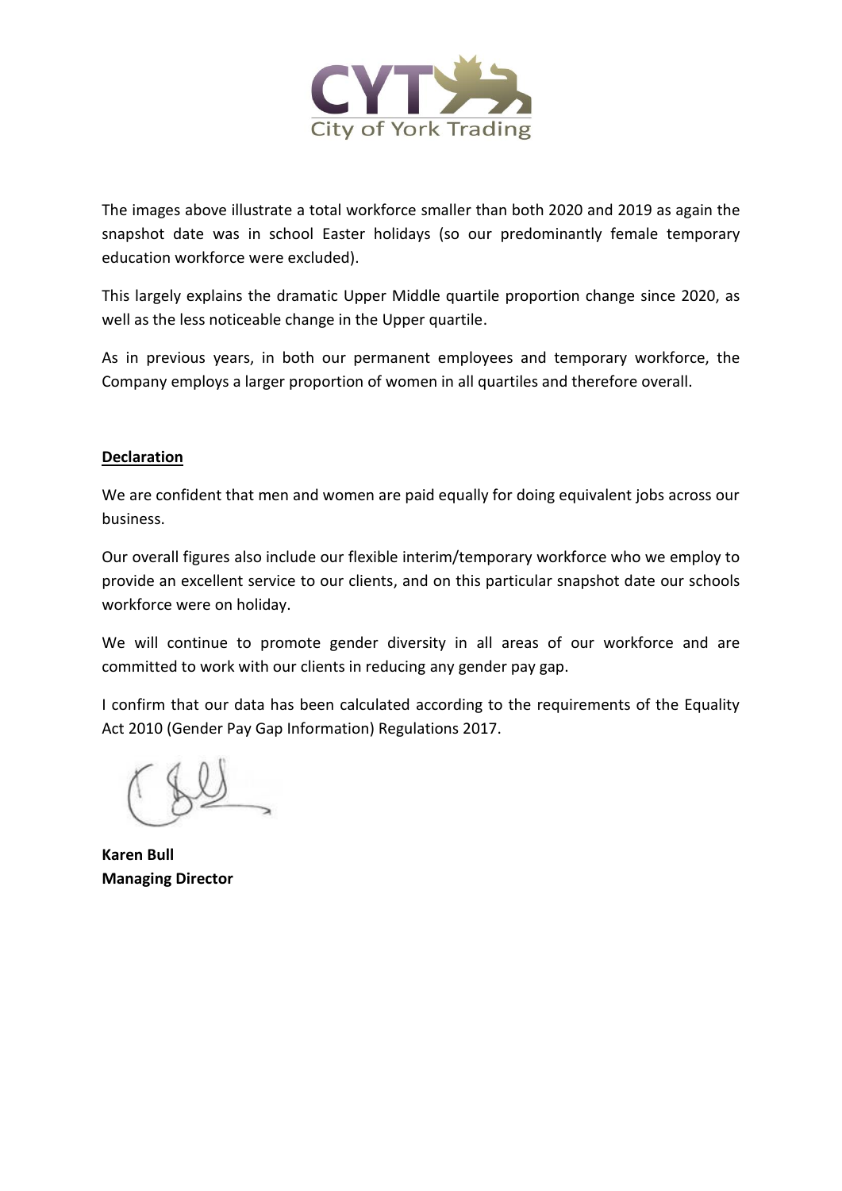The images above illustrate a total workforce smaller than both 2020 and 2019 as again the snapshot date was in school Easter holidays (so our predominantly female temporary education workforce were excluded).

This largely explains the dramatic Upper Middle quartile proportion change since 2020, as well as the less noticeable change in the Upper quartile.

As in previous years, in both our permanent employees and temporary workforce, the Company employs a larger proportion of women in all quartiles and therefore overall.

**Declaration**

We are confident that men and women are paid equally for doing equivalent jobs across our business.

Our overall figures also include our flexible interim/temporary workforce who we employ to provide an excellent service to our clients, and on this particular snapshot date our schools workforce were on holiday.

We will continue to promote gender diversity in all areas of our workforce and are committed to work with our clients in reducing any gender pay gap.

I confirm that our data has been calculated according to the requirements of the Equality Act 2010 (Gender Pay Gap Information) Regulations 2017.

**Karen Bull**
**Managing Director**